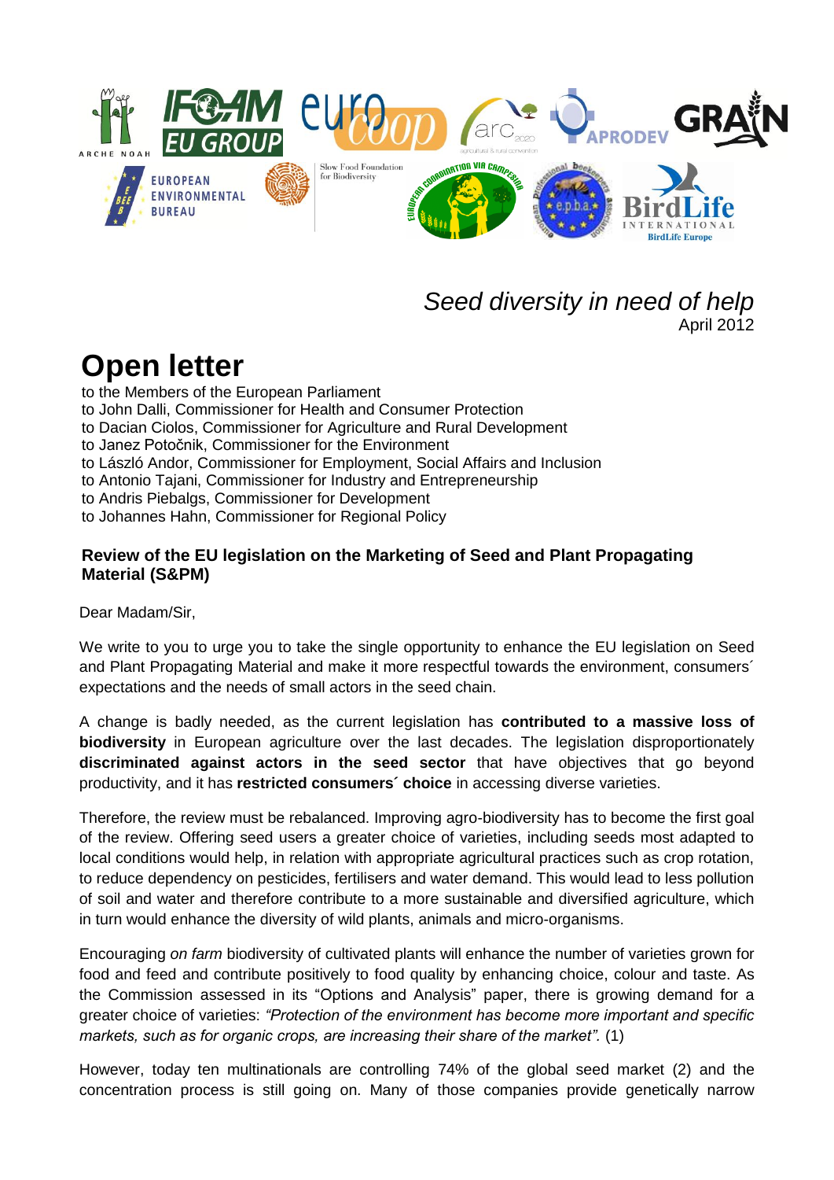*Seed diversity in need of help*
April 2012

# Open letter

to the Members of the European Parliament
to John Dalli, Commissioner for Health and Consumer Protection
to Dacian Ciolos, Commissioner for Agriculture and Rural Development
to Janez Potočnik, Commissioner for the Environment
to László Andor, Commissioner for Employment, Social Affairs and Inclusion
to Antonio Tajani, Commissioner for Industry and Entrepreneurship
to Andris Piebalgs, Commissioner for Development
to Johannes Hahn, Commissioner for Regional Policy

**Review of the EU legislation on the Marketing of Seed and Plant Propagating Material (S&PM)**

Dear Madam/Sir,

We write to you to urge you to take the single opportunity to enhance the EU legislation on Seed and Plant Propagating Material and make it more respectful towards the environment, consumers´ expectations and the needs of small actors in the seed chain.

A change is badly needed, as the current legislation has **contributed to a massive loss of biodiversity** in European agriculture over the last decades. The legislation disproportionately **discriminated against actors in the seed sector** that have objectives that go beyond productivity, and it has **restricted consumers´ choice** in accessing diverse varieties.

Therefore, the review must be rebalanced. Improving agro-biodiversity has to become the first goal of the review. Offering seed users a greater choice of varieties, including seeds most adapted to local conditions would help, in relation with appropriate agricultural practices such as crop rotation, to reduce dependency on pesticides, fertilisers and water demand. This would lead to less pollution of soil and water and therefore contribute to a more sustainable and diversified agriculture, which in turn would enhance the diversity of wild plants, animals and micro-organisms.

Encouraging *on farm* biodiversity of cultivated plants will enhance the number of varieties grown for food and feed and contribute positively to food quality by enhancing choice, colour and taste. As the Commission assessed in its "Options and Analysis" paper, there is growing demand for a greater choice of varieties: *"Protection of the environment has become more important and specific markets, such as for organic crops, are increasing their share of the market".* (1)

However, today ten multinationals are controlling 74% of the global seed market (2) and the concentration process is still going on. Many of those companies provide genetically narrow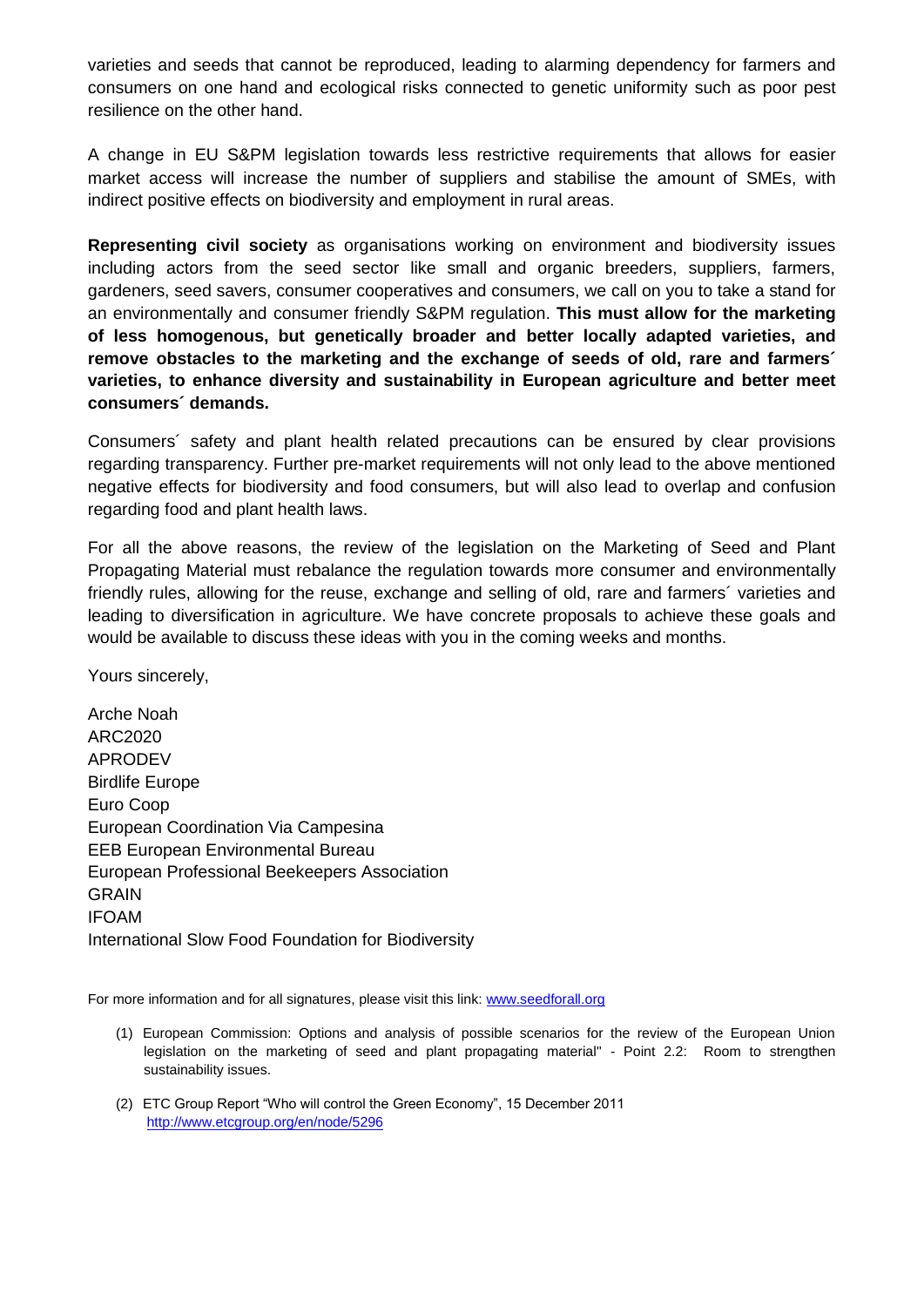varieties and seeds that cannot be reproduced, leading to alarming dependency for farmers and consumers on one hand and ecological risks connected to genetic uniformity such as poor pest resilience on the other hand.

A change in EU S&PM legislation towards less restrictive requirements that allows for easier market access will increase the number of suppliers and stabilise the amount of SMEs, with indirect positive effects on biodiversity and employment in rural areas.

**Representing civil society** as organisations working on environment and biodiversity issues including actors from the seed sector like small and organic breeders, suppliers, farmers, gardeners, seed savers, consumer cooperatives and consumers, we call on you to take a stand for an environmentally and consumer friendly S&PM regulation. **This must allow for the marketing of less homogenous, but genetically broader and better locally adapted varieties, and remove obstacles to the marketing and the exchange of seeds of old, rare and farmers´ varieties, to enhance diversity and sustainability in European agriculture and better meet consumers´ demands.**

Consumers´ safety and plant health related precautions can be ensured by clear provisions regarding transparency. Further pre-market requirements will not only lead to the above mentioned negative effects for biodiversity and food consumers, but will also lead to overlap and confusion regarding food and plant health laws.

For all the above reasons, the review of the legislation on the Marketing of Seed and Plant Propagating Material must rebalance the regulation towards more consumer and environmentally friendly rules, allowing for the reuse, exchange and selling of old, rare and farmers´ varieties and leading to diversification in agriculture. We have concrete proposals to achieve these goals and would be available to discuss these ideas with you in the coming weeks and months.

Yours sincerely,

Arche Noah
ARC2020
APRODEV
Birdlife Europe
Euro Coop
European Coordination Via Campesina
EEB European Environmental Bureau
European Professional Beekeepers Association
GRAIN
IFOAM
International Slow Food Foundation for Biodiversity

For more information and for all signatures, please visit this link: www.seedforall.org

(1) European Commission: Options and analysis of possible scenarios for the review of the European Union legislation on the marketing of seed and plant propagating material" - Point 2.2: Room to strengthen sustainability issues.

(2) ETC Group Report "Who will control the Green Economy", 15 December 2011 http://www.etcgroup.org/en/node/5296